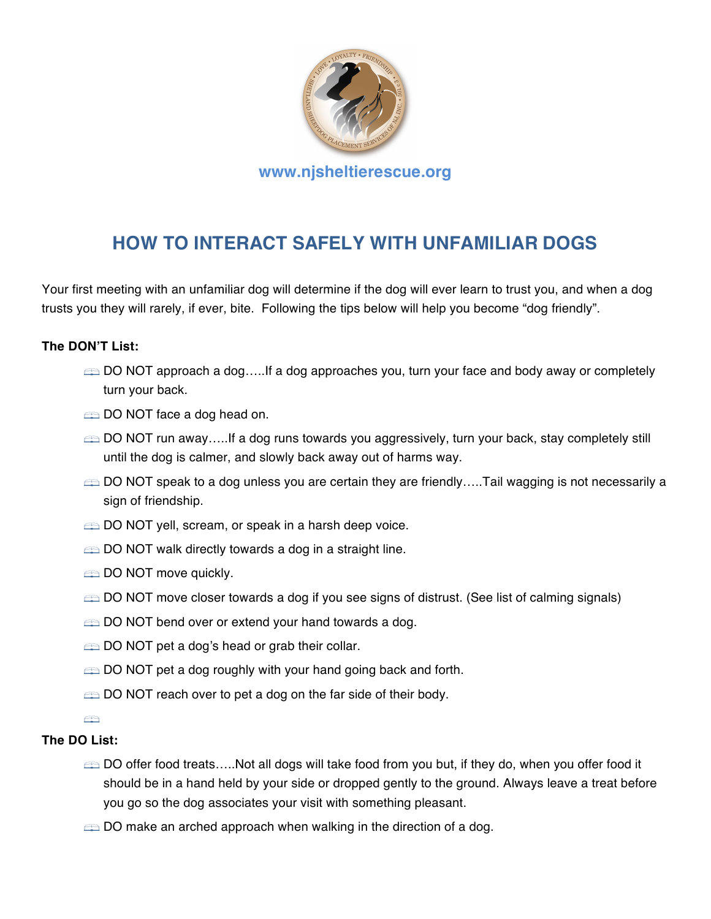www.njsheltierescue.org

# HOW TO INTERACT SAFELY WITH UNFAMILIAR DOGS

Your first meeting with an unfamiliar dog will determine if the dog will ever learn to trust you, and when a dog trusts you they will rarely, if ever, bite. Following the tips below will help you become "dog friendly".

**The DON'T List:**

- DO NOT approach a dog…..If a dog approaches you, turn your face and body away or completely turn your back.
- DO NOT face a dog head on.
- DO NOT run away…..If a dog runs towards you aggressively, turn your back, stay completely still until the dog is calmer, and slowly back away out of harms way.
- DO NOT speak to a dog unless you are certain they are friendly…..Tail wagging is not necessarily a sign of friendship.
- DO NOT yell, scream, or speak in a harsh deep voice.
- DO NOT walk directly towards a dog in a straight line.
- DO NOT move quickly.
- DO NOT move closer towards a dog if you see signs of distrust. (See list of calming signals)
- DO NOT bend over or extend your hand towards a dog.
- DO NOT pet a dog's head or grab their collar.
- DO NOT pet a dog roughly with your hand going back and forth.
- DO NOT reach over to pet a dog on the far side of their body.

**The DO List:**

- DO offer food treats…..Not all dogs will take food from you but, if they do, when you offer food it should be in a hand held by your side or dropped gently to the ground. Always leave a treat before you go so the dog associates your visit with something pleasant.
- DO make an arched approach when walking in the direction of a dog.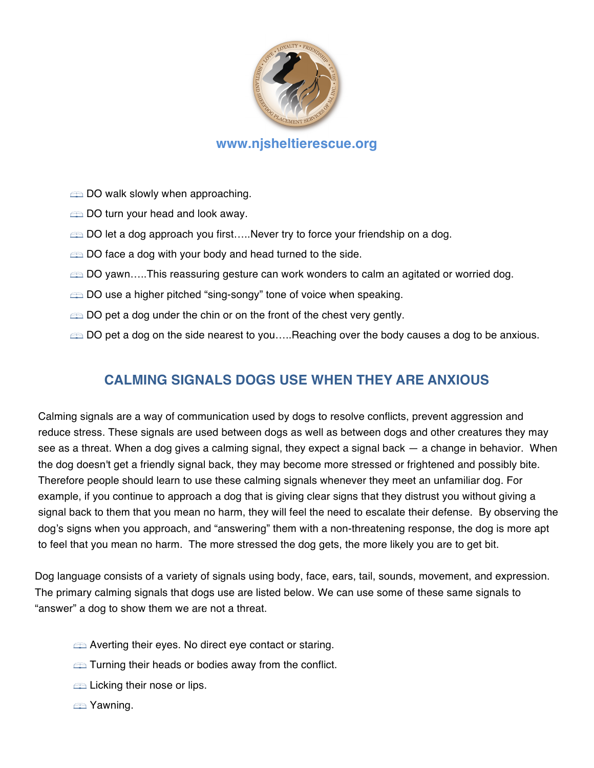www.njsheltierescue.org

- DO walk slowly when approaching.
- DO turn your head and look away.
- DO let a dog approach you first…..Never try to force your friendship on a dog.
- DO face a dog with your body and head turned to the side.
- DO yawn…..This reassuring gesture can work wonders to calm an agitated or worried dog.
- DO use a higher pitched “sing-songy” tone of voice when speaking.
- DO pet a dog under the chin or on the front of the chest very gently.
- DO pet a dog on the side nearest to you…..Reaching over the body causes a dog to be anxious.

## CALMING SIGNALS DOGS USE WHEN THEY ARE ANXIOUS

Calming signals are a way of communication used by dogs to resolve conflicts, prevent aggression and reduce stress. These signals are used between dogs as well as between dogs and other creatures they may see as a threat. When a dog gives a calming signal, they expect a signal back — a change in behavior. When the dog doesn't get a friendly signal back, they may become more stressed or frightened and possibly bite. Therefore people should learn to use these calming signals whenever they meet an unfamiliar dog. For example, if you continue to approach a dog that is giving clear signs that they distrust you without giving a signal back to them that you mean no harm, they will feel the need to escalate their defense. By observing the dog’s signs when you approach, and “answering” them with a non-threatening response, the dog is more apt to feel that you mean no harm. The more stressed the dog gets, the more likely you are to get bit.

Dog language consists of a variety of signals using body, face, ears, tail, sounds, movement, and expression. The primary calming signals that dogs use are listed below. We can use some of these same signals to “answer” a dog to show them we are not a threat.

- Averting their eyes. No direct eye contact or staring.
- Turning their heads or bodies away from the conflict.
- Licking their nose or lips.
- Yawning.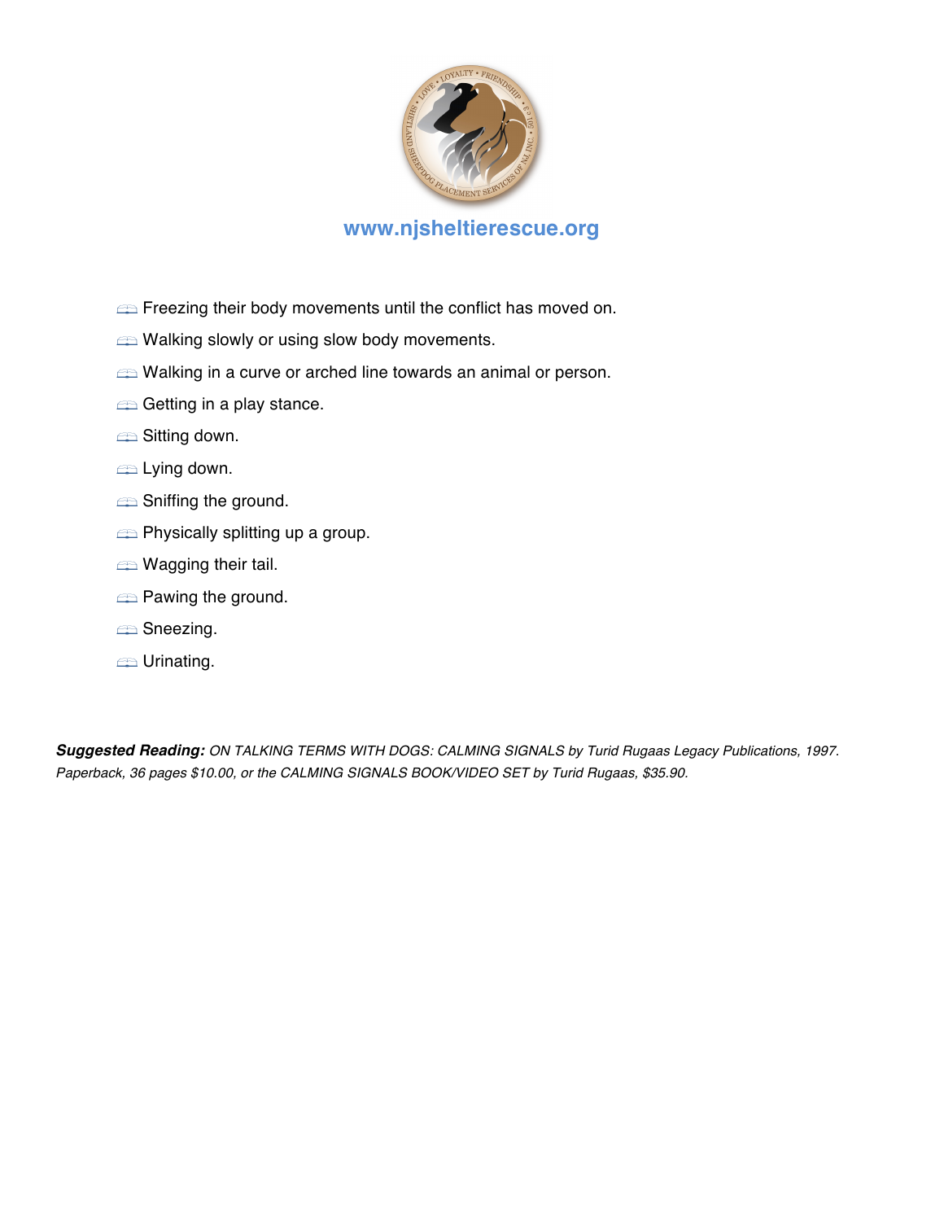www.njsheltierescue.org

- Freezing their body movements until the conflict has moved on.
- Walking slowly or using slow body movements.
- Walking in a curve or arched line towards an animal or person.
- Getting in a play stance.
- Sitting down.
- Lying down.
- Sniffing the ground.
- Physically splitting up a group.
- Wagging their tail.
- Pawing the ground.
- Sneezing.
- Urinating.

***Suggested Reading:*** *ON TALKING TERMS WITH DOGS: CALMING SIGNALS by Turid Rugaas Legacy Publications, 1997. Paperback, 36 pages $10.00, or the CALMING SIGNALS BOOK/VIDEO SET by Turid Rugaas, $35.90.*